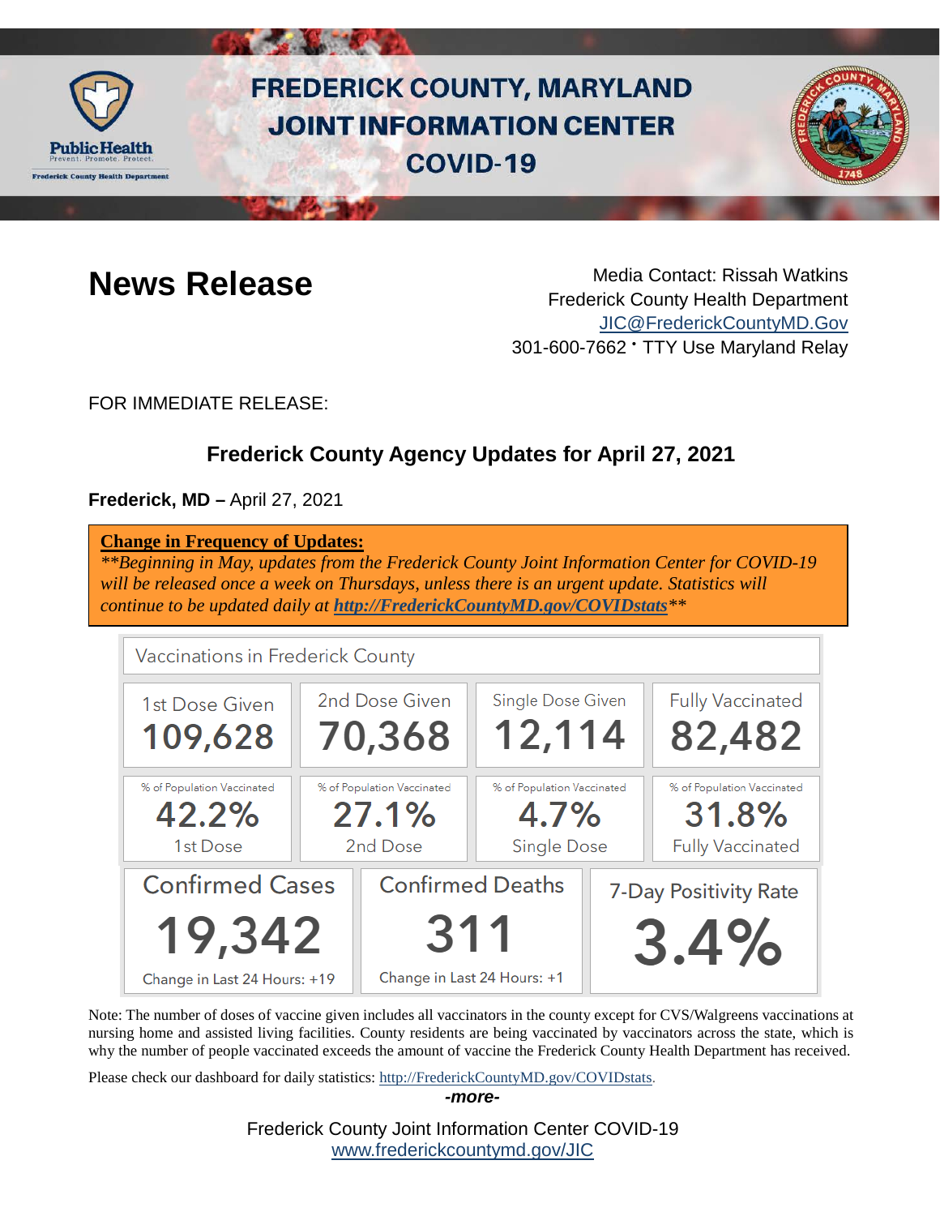# FREDERICK COUNTY, MARYLAND JOINT INFORMATION CENTER COVID-19

## News Release

Media Contact: Rissah Watkins
Frederick County Health Department
JIC@FrederickCountyMD.Gov
301-600-7662 • TTY Use Maryland Relay

FOR IMMEDIATE RELEASE:

### Frederick County Agency Updates for April 27, 2021

**Frederick, MD –** April 27, 2021

**Change in Frequency of Updates:**
*\*\*Beginning in May, updates from the Frederick County Joint Information Center for COVID-19 will be released once a week on Thursdays, unless there is an urgent update. Statistics will continue to be updated daily at* ***http://FrederickCountyMD.gov/COVIDstats****\*\**

**Vaccinations in Frederick County**

| 1st Dose Given | 2nd Dose Given | Single Dose Given | Fully Vaccinated |
|---|---|---|---|
| 109,628 | 70,368 | 12,114 | 82,482 |
| % of Population Vaccinated: 42.2% 1st Dose | % of Population Vaccinated: 27.1% 2nd Dose | % of Population Vaccinated: 4.7% Single Dose | % of Population Vaccinated: 31.8% Fully Vaccinated |

| Confirmed Cases | Confirmed Deaths | 7-Day Positivity Rate |
|---|---|---|
| 19,342 | 311 | 3.4% |
| Change in Last 24 Hours: +19 | Change in Last 24 Hours: +1 | |

Note: The number of doses of vaccine given includes all vaccinators in the county except for CVS/Walgreens vaccinations at nursing home and assisted living facilities. County residents are being vaccinated by vaccinators across the state, which is why the number of people vaccinated exceeds the amount of vaccine the Frederick County Health Department has received.

Please check our dashboard for daily statistics: http://FrederickCountyMD.gov/COVIDstats.

***-more-***

Frederick County Joint Information Center COVID-19
www.frederickcountymd.gov/JIC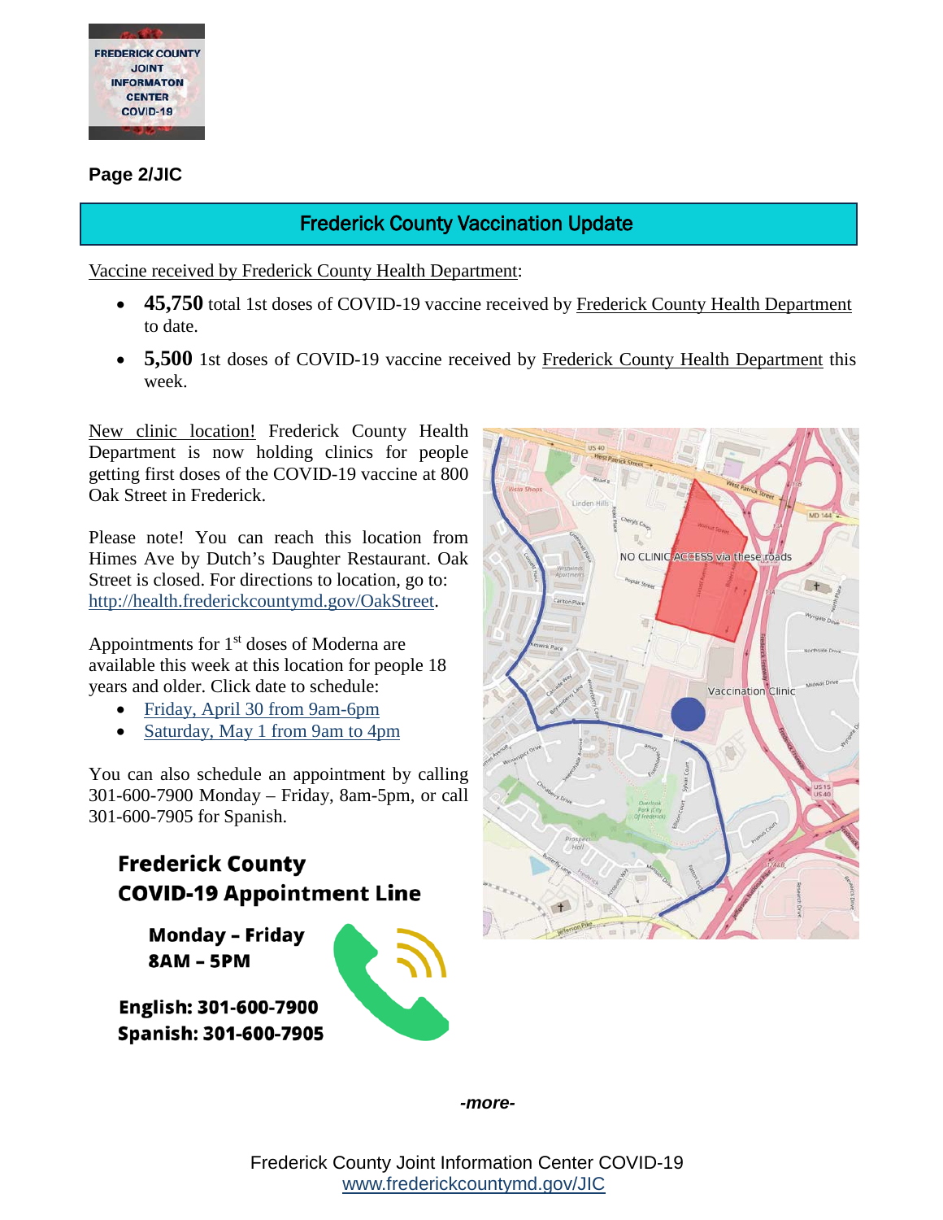## Frederick County Vaccination Update

Vaccine received by Frederick County Health Department:

- **45,750** total 1st doses of COVID-19 vaccine received by Frederick County Health Department to date.
- **5,500** 1st doses of COVID-19 vaccine received by Frederick County Health Department this week.

New clinic location! Frederick County Health Department is now holding clinics for people getting first doses of the COVID-19 vaccine at 800 Oak Street in Frederick.

Please note! You can reach this location from Himes Ave by Dutch's Daughter Restaurant. Oak Street is closed. For directions to location, go to: http://health.frederickcountymd.gov/OakStreet.

Appointments for 1st doses of Moderna are available this week at this location for people 18 years and older. Click date to schedule:

- Friday, April 30 from 9am-6pm
- Saturday, May 1 from 9am to 4pm

You can also schedule an appointment by calling 301-600-7900 Monday – Friday, 8am-5pm, or call 301-600-7905 for Spanish.

**Frederick County COVID-19 Appointment Line**

**Monday – Friday**
**8AM – 5PM**

**English: 301-600-7900**
**Spanish: 301-600-7905**

NO CLINIC ACCESS via these roads

Vaccination Clinic

*-more-*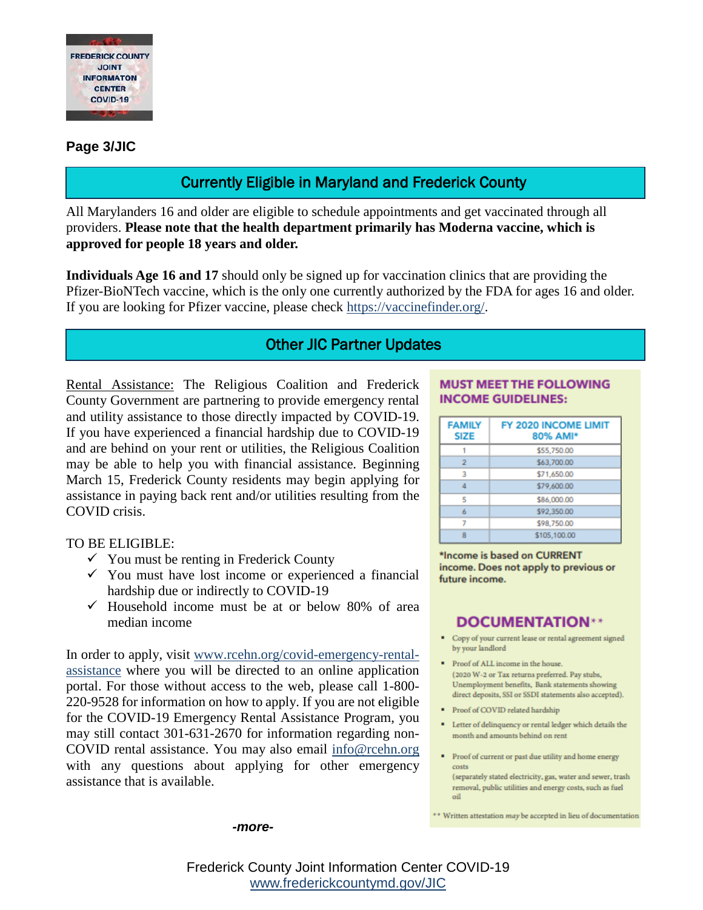**Page 3/JIC**

## Currently Eligible in Maryland and Frederick County

All Marylanders 16 and older are eligible to schedule appointments and get vaccinated through all providers. **Please note that the health department primarily has Moderna vaccine, which is approved for people 18 years and older.**

**Individuals Age 16 and 17** should only be signed up for vaccination clinics that are providing the Pfizer-BioNTech vaccine, which is the only one currently authorized by the FDA for ages 16 and older. If you are looking for Pfizer vaccine, please check https://vaccinefinder.org/.

## Other JIC Partner Updates

Rental Assistance: The Religious Coalition and Frederick County Government are partnering to provide emergency rental and utility assistance to those directly impacted by COVID-19. If you have experienced a financial hardship due to COVID-19 and are behind on your rent or utilities, the Religious Coalition may be able to help you with financial assistance. Beginning March 15, Frederick County residents may begin applying for assistance in paying back rent and/or utilities resulting from the COVID crisis.

TO BE ELIGIBLE:

- ✓ You must be renting in Frederick County
- ✓ You must have lost income or experienced a financial hardship due or indirectly to COVID-19
- ✓ Household income must be at or below 80% of area median income

In order to apply, visit www.rcehn.org/covid-emergency-rental-assistance where you will be directed to an online application portal. For those without access to the web, please call 1-800-220-9528 for information on how to apply. If you are not eligible for the COVID-19 Emergency Rental Assistance Program, you may still contact 301-631-2670 for information regarding non-COVID rental assistance. You may also email info@rcehn.org with any questions about applying for other emergency assistance that is available.

**MUST MEET THE FOLLOWING INCOME GUIDELINES:**

| FAMILY SIZE | FY 2020 INCOME LIMIT 80% AMI* |
|---|---|
| 1 | $55,750.00 |
| 2 | $63,700.00 |
| 3 | $71,650.00 |
| 4 | $79,600.00 |
| 5 | $86,000.00 |
| 6 | $92,350.00 |
| 7 | $98,750.00 |
| 8 | $105,100.00 |

*Income is based on CURRENT income. Does not apply to previous or future income.

**DOCUMENTATION****

- Copy of your current lease or rental agreement signed by your landlord
- Proof of ALL income in the house. (2020 W-2 or Tax returns preferred. Pay stubs, Unemployment benefits, Bank statements showing direct deposits, SSI or SSDI statements also accepted).
- Proof of COVID related hardship
- Letter of delinquency or rental ledger which details the month and amounts behind on rent
- Proof of current or past due utility and home energy costs (separately stated electricity, gas, water and sewer, trash removal, public utilities and energy costs, such as fuel oil

** Written attestation *may* be accepted in lieu of documentation

*-more-*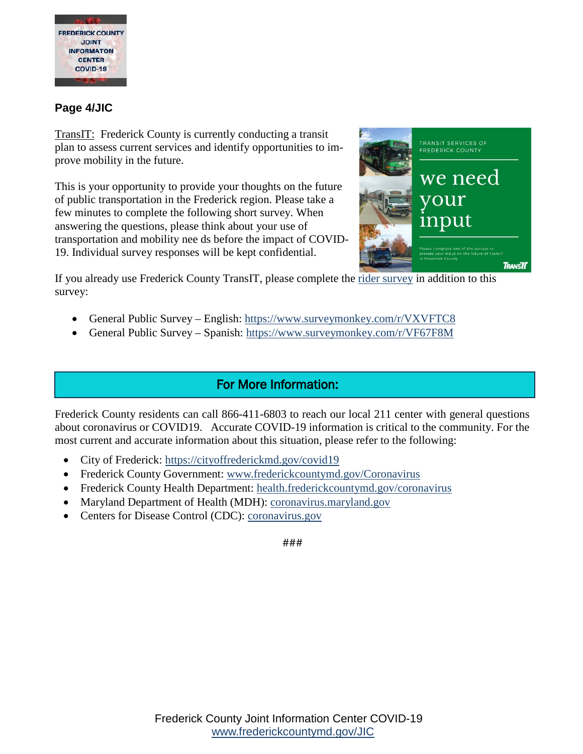**Page 4/JIC**

TransIT: Frederick County is currently conducting a transit plan to assess current services and identify opportunities to improve mobility in the future.

This is your opportunity to provide your thoughts on the future of public transportation in the Frederick region. Please take a few minutes to complete the following short survey. When answering the questions, please think about your use of transportation and mobility nee ds before the impact of COVID-19. Individual survey responses will be kept confidential.

If you already use Frederick County TransIT, please complete the rider survey in addition to this survey:

- General Public Survey – English: https://www.surveymonkey.com/r/VXVFTC8
- General Public Survey – Spanish: https://www.surveymonkey.com/r/VF67F8M

## For More Information:

Frederick County residents can call 866-411-6803 to reach our local 211 center with general questions about coronavirus or COVID19. Accurate COVID-19 information is critical to the community. For the most current and accurate information about this situation, please refer to the following:

- City of Frederick: https://cityoffrederickmd.gov/covid19
- Frederick County Government: www.frederickcountymd.gov/Coronavirus
- Frederick County Health Department: health.frederickcountymd.gov/coronavirus
- Maryland Department of Health (MDH): coronavirus.maryland.gov
- Centers for Disease Control (CDC): coronavirus.gov

###